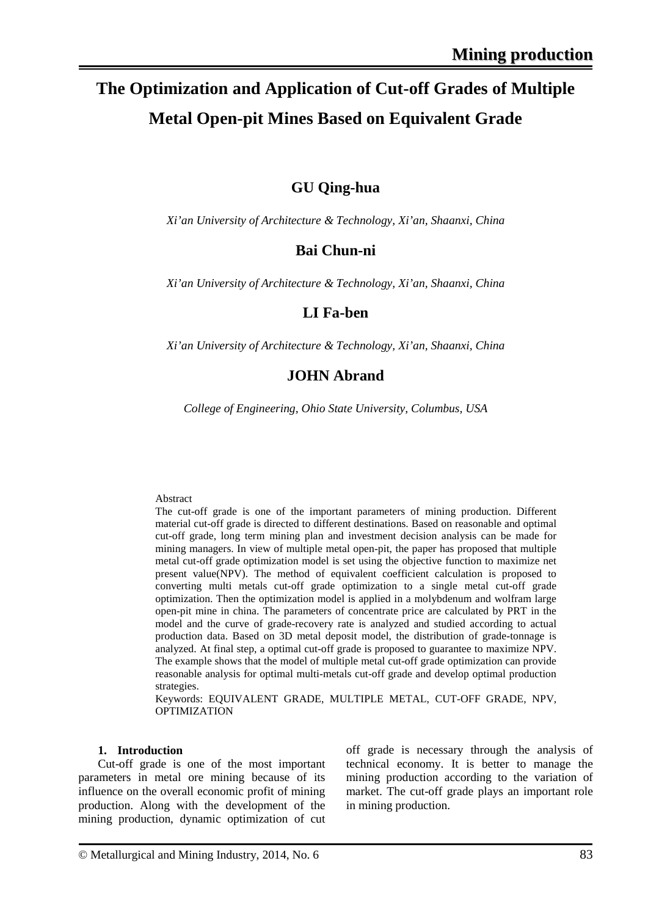# The Optimization and Application of Cut-off Grades of Multiple Metal Open-pit Mines Based on Equivalent Grade

**GU Qing-hua**

*Xi'an University of Architecture & Technology, Xi'an, Shaanxi, China*

**Bai Chun-ni**

*Xi'an University of Architecture & Technology, Xi'an, Shaanxi, China*

**LI Fa-ben**

*Xi'an University of Architecture & Technology, Xi'an, Shaanxi, China*

**JOHN Abrand**

*College of Engineering, Ohio State University, Columbus, USA*

Abstract

The cut-off grade is one of the important parameters of mining production. Different material cut-off grade is directed to different destinations. Based on reasonable and optimal cut-off grade, long term mining plan and investment decision analysis can be made for mining managers. In view of multiple metal open-pit, the paper has proposed that multiple metal cut-off grade optimization model is set using the objective function to maximize net present value(NPV). The method of equivalent coefficient calculation is proposed to converting multi metals cut-off grade optimization to a single metal cut-off grade optimization. Then the optimization model is applied in a molybdenum and wolfram large open-pit mine in china. The parameters of concentrate price are calculated by PRT in the model and the curve of grade-recovery rate is analyzed and studied according to actual production data. Based on 3D metal deposit model, the distribution of grade-tonnage is analyzed. At final step, a optimal cut-off grade is proposed to guarantee to maximize NPV. The example shows that the model of multiple metal cut-off grade optimization can provide reasonable analysis for optimal multi-metals cut-off grade and develop optimal production strategies.

Keywords: EQUIVALENT GRADE, MULTIPLE METAL, CUT-OFF GRADE, NPV, OPTIMIZATION

## 1. Introduction

Cut-off grade is one of the most important parameters in metal ore mining because of its influence on the overall economic profit of mining production. Along with the development of the mining production, dynamic optimization of cut off grade is necessary through the analysis of technical economy. It is better to manage the mining production according to the variation of market. The cut-off grade plays an important role in mining production.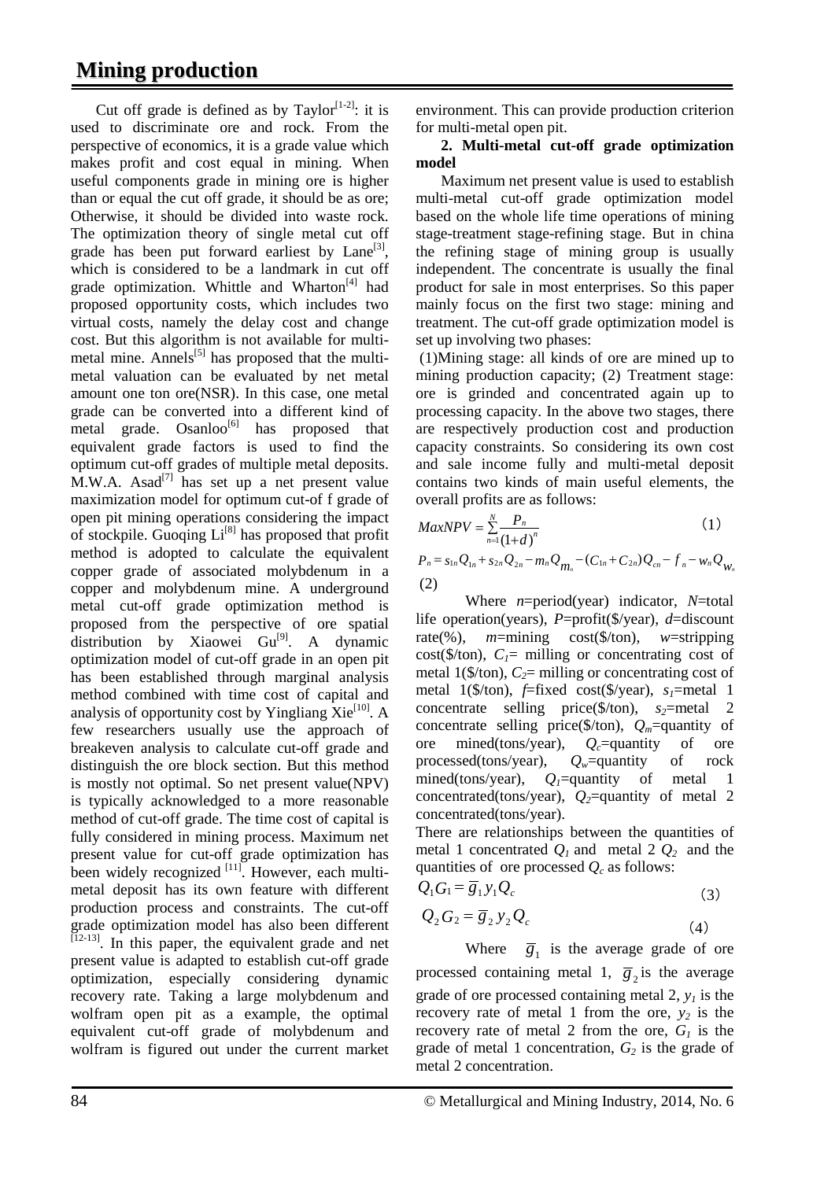Cut off grade is defined as by Taylor[1-2]: it is used to discriminate ore and rock. From the perspective of economics, it is a grade value which makes profit and cost equal in mining. When useful components grade in mining ore is higher than or equal the cut off grade, it should be as ore; Otherwise, it should be divided into waste rock. The optimization theory of single metal cut off grade has been put forward earliest by Lane[3], which is considered to be a landmark in cut off grade optimization. Whittle and Wharton[4] had proposed opportunity costs, which includes two virtual costs, namely the delay cost and change cost. But this algorithm is not available for multi-metal mine. Annels[5] has proposed that the multi-metal valuation can be evaluated by net metal amount one ton ore(NSR). In this case, one metal grade can be converted into a different kind of metal grade. Osanloo[6] has proposed that equivalent grade factors is used to find the optimum cut-off grades of multiple metal deposits. M.W.A. Asad[7] has set up a net present value maximization model for optimum cut-of f grade of open pit mining operations considering the impact of stockpile. Guoqing Li[8] has proposed that profit method is adopted to calculate the equivalent copper grade of associated molybdenum in a copper and molybdenum mine. A underground metal cut-off grade optimization method is proposed from the perspective of ore spatial distribution by Xiaowei Gu[9]. A dynamic optimization model of cut-off grade in an open pit has been established through marginal analysis method combined with time cost of capital and analysis of opportunity cost by Yingliang Xie[10]. A few researchers usually use the approach of breakeven analysis to calculate cut-off grade and distinguish the ore block section. But this method is mostly not optimal. So net present value(NPV) is typically acknowledged to a more reasonable method of cut-off grade. The time cost of capital is fully considered in mining process. Maximum net present value for cut-off grade optimization has been widely recognized [11]. However, each multi-metal deposit has its own feature with different production process and constraints. The cut-off grade optimization model has also been different [12-13]. In this paper, the equivalent grade and net present value is adapted to establish cut-off grade optimization, especially considering dynamic recovery rate. Taking a large molybdenum and wolfram open pit as a example, the optimal equivalent cut-off grade of molybdenum and wolfram is figured out under the current market environment. This can provide production criterion for multi-metal open pit.

**2. Multi-metal cut-off grade optimization model**

Maximum net present value is used to establish multi-metal cut-off grade optimization model based on the whole life time operations of mining stage-treatment stage-refining stage. But in china the refining stage of mining group is usually independent. The concentrate is usually the final product for sale in most enterprises. So this paper mainly focus on the first two stage: mining and treatment. The cut-off grade optimization model is set up involving two phases:

(1)Mining stage: all kinds of ore are mined up to mining production capacity; (2) Treatment stage: ore is grinded and concentrated again up to processing capacity. In the above two stages, there are respectively production cost and production capacity constraints. So considering its own cost and sale income fully and multi-metal deposit contains two kinds of main useful elements, the overall profits are as follows:

$$MaxNPV = \sum_{n=1}^{N} \frac{P_n}{(1+d)^n} \tag{1}$$

$$P_n = s_{1n}Q_{1n} + s_{2n}Q_{2n} - m_n Q_{m_n} - (C_{1n} + C_{2n})Q_{cn} - f_n - w_n Q_{w_n} \tag{2}$$

Where $n$=period(year) indicator, $N$=total life operation(years), $P$=profit(\$/year), $d$=discount rate(%), $m$=mining cost(\$/ton), $w$=stripping cost(\$/ton), $C_1$= milling or concentrating cost of metal 1(\$/ton), $C_2$= milling or concentrating cost of metal 1(\$/ton), $f$=fixed cost(\$/year), $s_1$=metal 1 concentrate selling price(\$/ton), $s_2$=metal 2 concentrate selling price(\$/ton), $Q_m$=quantity of ore mined(tons/year), $Q_c$=quantity of ore processed(tons/year), $Q_w$=quantity of rock mined(tons/year), $Q_1$=quantity of metal 1 concentrated(tons/year), $Q_2$=quantity of metal 2 concentrated(tons/year).

There are relationships between the quantities of metal 1 concentrated $Q_1$ and metal 2 $Q_2$ and the quantities of ore processed $Q_c$ as follows:

$$Q_1 G_1 = \overline{g}_1 y_1 Q_c \tag{3}$$

$$Q_2 G_2 = \overline{g}_2 y_2 Q_c \tag{4}$$

Where $\overline{g}_1$ is the average grade of ore processed containing metal 1, $\overline{g}_2$ is the average grade of ore processed containing metal 2, $y_1$ is the recovery rate of metal 1 from the ore, $y_2$ is the recovery rate of metal 2 from the ore, $G_1$ is the grade of metal 1 concentration, $G_2$ is the grade of metal 2 concentration.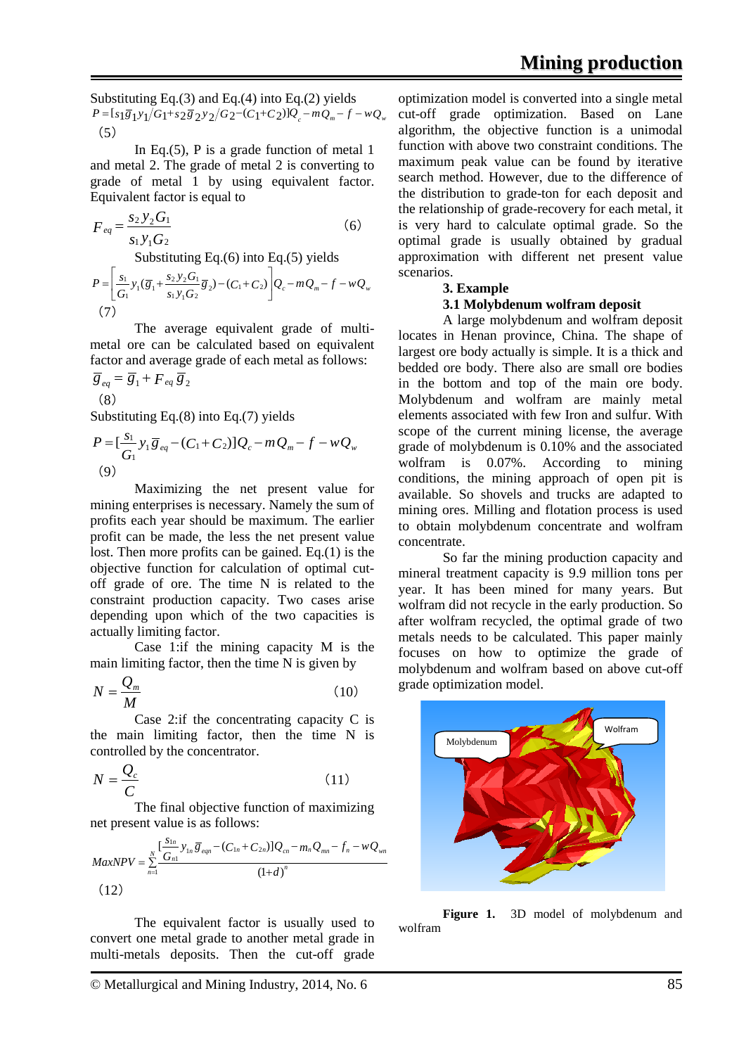Substituting Eq.(3) and Eq.(4) into Eq.(2) yields

$$P = [s_1\overline{g}_1 y_1/G_1 + s_2\overline{g}_2 y_2/G_2 - (C_1 + C_2)]Q_c - mQ_m - f - wQ_w \quad (5)$$

In Eq.(5), P is a grade function of metal 1 and metal 2. The grade of metal 2 is converting to grade of metal 1 by using equivalent factor. Equivalent factor is equal to

$$F_{eq} = \frac{s_2 y_2 G_1}{s_1 y_1 G_2} \quad (6)$$

Substituting Eq.(6) into Eq.(5) yields

$$P = \left[\frac{s_1}{G_1} y_1 (\overline{g}_1 + \frac{s_2 y_2 G_1}{s_1 y_1 G_2}\overline{g}_2) - (C_1 + C_2)\right] Q_c - mQ_m - f - wQ_w \quad (7)$$

The average equivalent grade of multi-metal ore can be calculated based on equivalent factor and average grade of each metal as follows:

$$\overline{g}_{eq} = \overline{g}_1 + F_{eq}\overline{g}_2 \quad (8)$$

Substituting Eq.(8) into Eq.(7) yields

$$P = [\frac{s_1}{G_1} y_1 \overline{g}_{eq} - (C_1 + C_2)]Q_c - mQ_m - f - wQ_w \quad (9)$$

Maximizing the net present value for mining enterprises is necessary. Namely the sum of profits each year should be maximum. The earlier profit can be made, the less the net present value lost. Then more profits can be gained. Eq.(1) is the objective function for calculation of optimal cut-off grade of ore. The time N is related to the constraint production capacity. Two cases arise depending upon which of the two capacities is actually limiting factor.

Case 1:if the mining capacity M is the main limiting factor, then the time N is given by

$$N = \frac{Q_m}{M} \quad (10)$$

Case 2:if the concentrating capacity C is the main limiting factor, then the time N is controlled by the concentrator.

$$N = \frac{Q_c}{C} \quad (11)$$

The final objective function of maximizing net present value is as follows:

$$MaxNPV = \sum_{n=1}^{N} \frac{[\frac{S_{1n}}{G_{n1}} y_{1n}\overline{g}_{eqn} - (C_{1n} + C_{2n})]Q_{cn} - m_n Q_{mn} - f_n - wQ_{wn}}{(1+d)^n} \quad (12)$$

The equivalent factor is usually used to convert one metal grade to another metal grade in multi-metals deposits. Then the cut-off grade optimization model is converted into a single metal cut-off grade optimization. Based on Lane algorithm, the objective function is a unimodal function with above two constraint conditions. The maximum peak value can be found by iterative search method. However, due to the difference of the distribution to grade-ton for each deposit and the relationship of grade-recovery for each metal, it is very hard to calculate optimal grade. So the optimal grade is usually obtained by gradual approximation with different net present value scenarios.

## 3. Example

### 3.1 Molybdenum wolfram deposit

A large molybdenum and wolfram deposit locates in Henan province, China. The shape of largest ore body actually is simple. It is a thick and bedded ore body. There also are small ore bodies in the bottom and top of the main ore body. Molybdenum and wolfram are mainly metal elements associated with few Iron and sulfur. With scope of the current mining license, the average grade of molybdenum is 0.10% and the associated wolfram is 0.07%. According to mining conditions, the mining approach of open pit is available. So shovels and trucks are adapted to mining ores. Milling and flotation process is used to obtain molybdenum concentrate and wolfram concentrate.

So far the mining production capacity and mineral treatment capacity is 9.9 million tons per year. It has been mined for many years. But wolfram did not recycle in the early production. So after wolfram recycled, the optimal grade of two metals needs to be calculated. This paper mainly focuses on how to optimize the grade of molybdenum and wolfram based on above cut-off grade optimization model.

**Figure 1.** 3D model of molybdenum and wolfram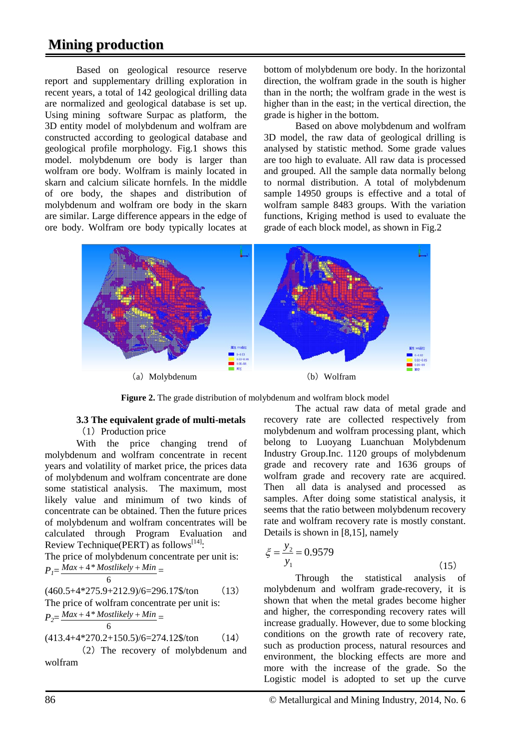Based on geological resource reserve report and supplementary drilling exploration in recent years, a total of 142 geological drilling data are normalized and geological database is set up. Using mining software Surpac as platform, the 3D entity model of molybdenum and wolfram are constructed according to geological database and geological profile morphology. Fig.1 shows this model. molybdenum ore body is larger than wolfram ore body. Wolfram is mainly located in skarn and calcium silicate hornfels. In the middle of ore body, the shapes and distribution of molybdenum and wolfram ore body in the skarn are similar. Large difference appears in the edge of ore body. Wolfram ore body typically locates at bottom of molybdenum ore body. In the horizontal direction, the wolfram grade in the south is higher than in the north; the wolfram grade in the west is higher than in the east; in the vertical direction, the grade is higher in the bottom.

Based on above molybdenum and wolfram 3D model, the raw data of geological drilling is analysed by statistic method. Some grade values are too high to evaluate. All raw data is processed and grouped. All the sample data normally belong to normal distribution. A total of molybdenum sample 14950 groups is effective and a total of wolfram sample 8483 groups. With the variation functions, Kriging method is used to evaluate the grade of each block model, as shown in Fig.2

（a）Molybdenum （b）Wolfram

**Figure 2.** The grade distribution of molybdenum and wolfram block model

### 3.3 The equivalent grade of multi-metals

（1）Production price

With the price changing trend of molybdenum and wolfram concentrate in recent years and volatility of market price, the prices data of molybdenum and wolfram concentrate are done some statistical analysis. The maximum, most likely value and minimum of two kinds of concentrate can be obtained. Then the future prices of molybdenum and wolfram concentrates will be calculated through Program Evaluation and Review Technique(PERT) as follows[14]:

The price of molybdenum concentrate per unit is:

$$P_1 = \frac{Max + 4*Mostlikely + Min}{6} = (460.5+4*275.9+212.9)/6 = 296.17\$/ton \qquad (13)$$

The price of wolfram concentrate per unit is:

$$P_2 = \frac{Max + 4*Mostlikely + Min}{6} = (413.4+4*270.2+150.5)/6 = 274.12\$/ton \qquad (14)$$

（2）The recovery of molybdenum and wolfram

The actual raw data of metal grade and recovery rate are collected respectively from molybdenum and wolfram processing plant, which belong to Luoyang Luanchuan Molybdenum Industry Group.Inc. 1120 groups of molybdenum grade and recovery rate and 1636 groups of wolfram grade and recovery rate are acquired. Then all data is analysed and processed as samples. After doing some statistical analysis, it seems that the ratio between molybdenum recovery rate and wolfram recovery rate is mostly constant. Details is shown in [8,15], namely

$$\xi = \frac{y_2}{y_1} = 0.9579 \qquad (15)$$

Through the statistical analysis of molybdenum and wolfram grade-recovery, it is shown that when the metal grades become higher and higher, the corresponding recovery rates will increase gradually. However, due to some blocking conditions on the growth rate of recovery rate, such as production process, natural resources and environment, the blocking effects are more and more with the increase of the grade. So the Logistic model is adopted to set up the curve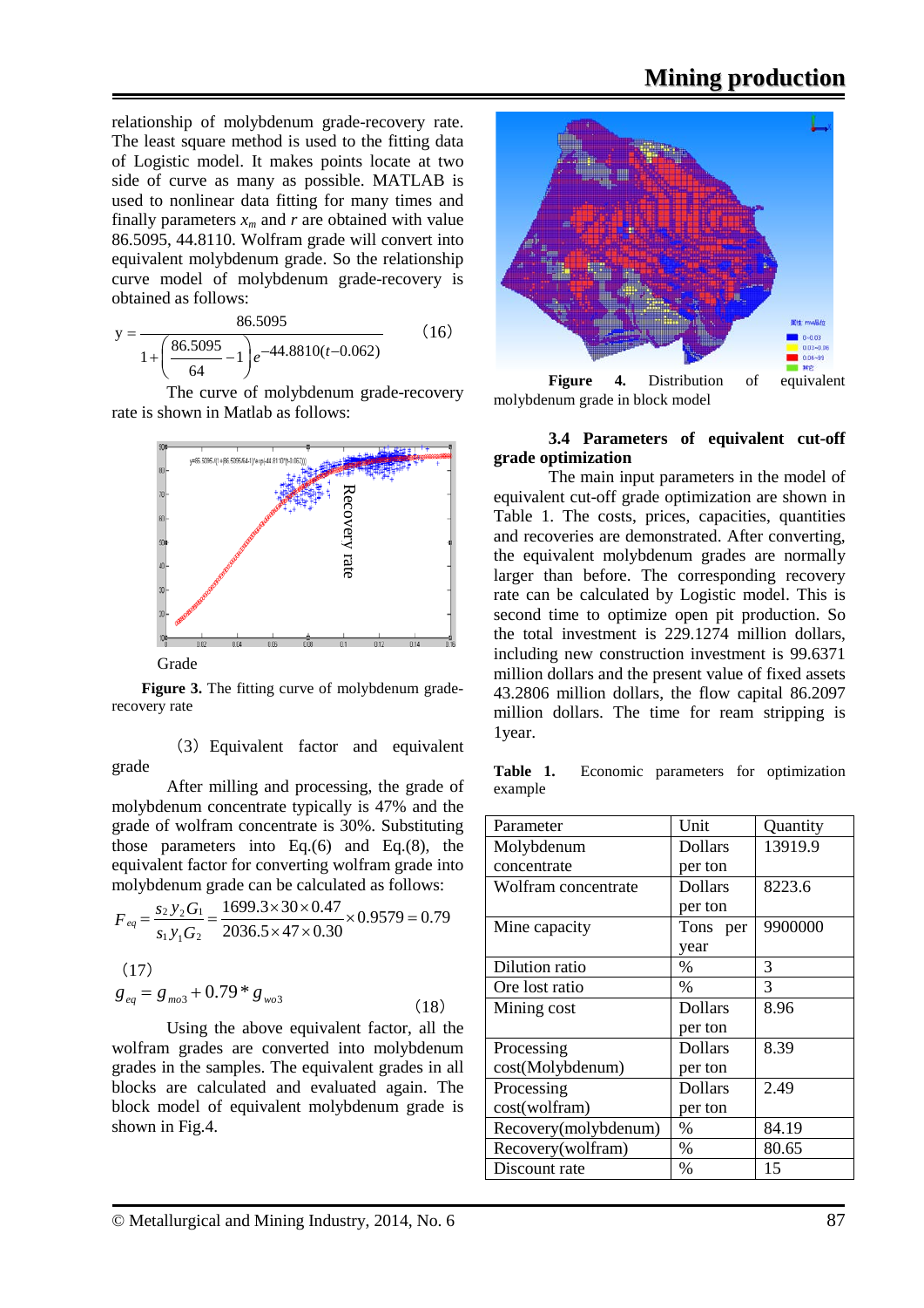relationship of molybdenum grade-recovery rate. The least square method is used to the fitting data of Logistic model. It makes points locate at two side of curve as many as possible. MATLAB is used to nonlinear data fitting for many times and finally parameters $x_m$ and $r$ are obtained with value 86.5095, 44.8110. Wolfram grade will convert into equivalent molybdenum grade. So the relationship curve model of molybdenum grade-recovery is obtained as follows:

$$y = \frac{86.5095}{1+\left(\frac{86.5095}{64}-1\right)e^{-44.8810(t-0.062)}} \qquad (16)$$

The curve of molybdenum grade-recovery rate is shown in Matlab as follows:

**Figure 3.** The fitting curve of molybdenum grade-recovery rate

(3) Equivalent factor and equivalent grade

After milling and processing, the grade of molybdenum concentrate typically is 47% and the grade of wolfram concentrate is 30%. Substituting those parameters into Eq.(6) and Eq.(8), the equivalent factor for converting wolfram grade into molybdenum grade can be calculated as follows:

$$F_{eq} = \frac{s_2 y_2 G_1}{s_1 y_1 G_2} = \frac{1699.3\times 30\times 0.47}{2036.5\times 47\times 0.30}\times 0.9579 = 0.79 \qquad (17)$$

$$g_{eq} = g_{mo3} + 0.79 * g_{wo3} \qquad (18)$$

Using the above equivalent factor, all the wolfram grades are converted into molybdenum grades in the samples. The equivalent grades in all blocks are calculated and evaluated again. The block model of equivalent molybdenum grade is shown in Fig.4.

**Figure 4.** Distribution of equivalent molybdenum grade in block model

### 3.4 Parameters of equivalent cut-off grade optimization

The main input parameters in the model of equivalent cut-off grade optimization are shown in Table 1. The costs, prices, capacities, quantities and recoveries are demonstrated. After converting, the equivalent molybdenum grades are normally larger than before. The corresponding recovery rate can be calculated by Logistic model. This is second time to optimize open pit production. So the total investment is 229.1274 million dollars, including new construction investment is 99.6371 million dollars and the present value of fixed assets 43.2806 million dollars, the flow capital 86.2097 million dollars. The time for ream stripping is 1year.

**Table 1.** Economic parameters for optimization example

| Parameter | Unit | Quantity |
|---|---|---|
| Molybdenum concentrate | Dollars per ton | 13919.9 |
| Wolfram concentrate | Dollars per ton | 8223.6 |
| Mine capacity | Tons per year | 9900000 |
| Dilution ratio | % | 3 |
| Ore lost ratio | % | 3 |
| Mining cost | Dollars per ton | 8.96 |
| Processing cost(Molybdenum) | Dollars per ton | 8.39 |
| Processing cost(wolfram) | Dollars per ton | 2.49 |
| Recovery(molybdenum) | % | 84.19 |
| Recovery(wolfram) | % | 80.65 |
| Discount rate | % | 15 |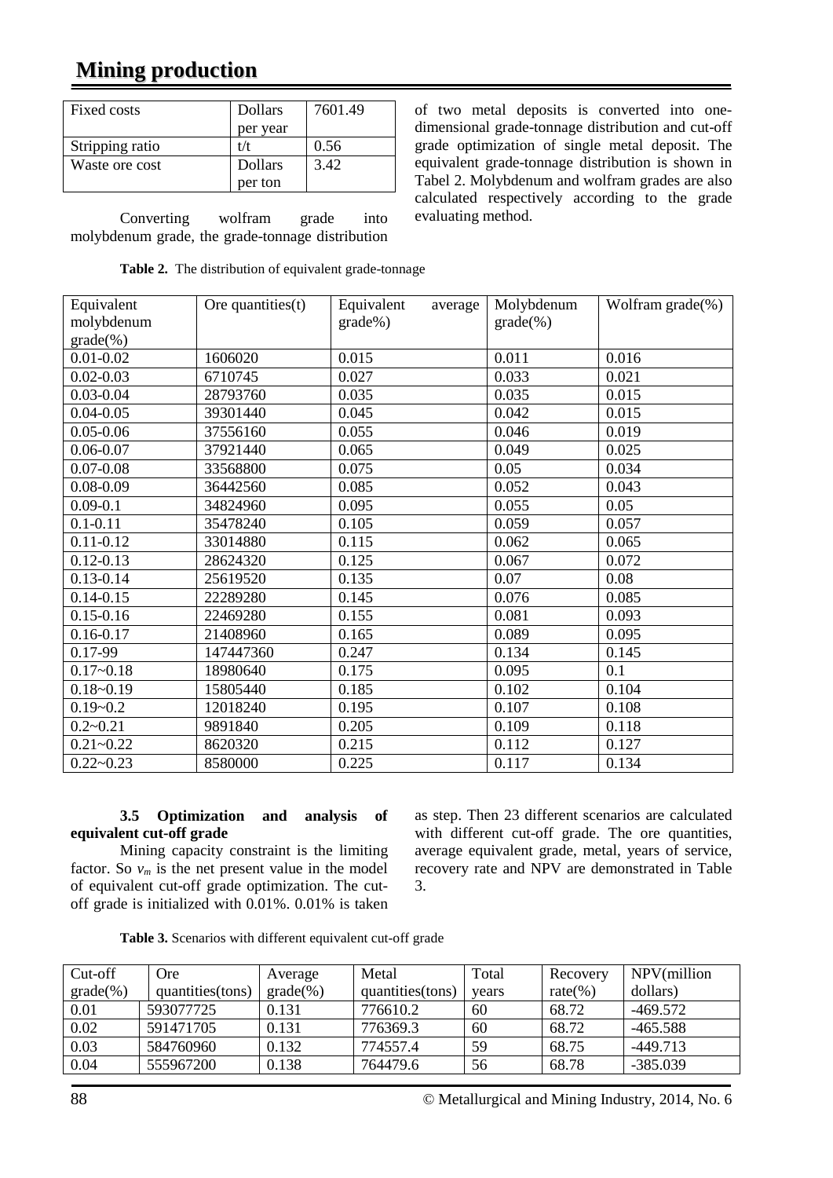| Fixed costs | Dollars per year | 7601.49 |
|---|---|---|
| Stripping ratio | t/t | 0.56 |
| Waste ore cost | Dollars per ton | 3.42 |

Converting wolfram grade into molybdenum grade, the grade-tonnage distribution of two metal deposits is converted into one-dimensional grade-tonnage distribution and cut-off grade optimization of single metal deposit. The equivalent grade-tonnage distribution is shown in Tabel 2. Molybdenum and wolfram grades are also calculated respectively according to the grade evaluating method.

**Table 2.** The distribution of equivalent grade-tonnage

| Equivalent molybdenum grade(%) | Ore quantities(t) | Equivalent average grade%) | Molybdenum grade(%) | Wolfram grade(%) |
|---|---|---|---|---|
| 0.01-0.02 | 1606020 | 0.015 | 0.011 | 0.016 |
| 0.02-0.03 | 6710745 | 0.027 | 0.033 | 0.021 |
| 0.03-0.04 | 28793760 | 0.035 | 0.035 | 0.015 |
| 0.04-0.05 | 39301440 | 0.045 | 0.042 | 0.015 |
| 0.05-0.06 | 37556160 | 0.055 | 0.046 | 0.019 |
| 0.06-0.07 | 37921440 | 0.065 | 0.049 | 0.025 |
| 0.07-0.08 | 33568800 | 0.075 | 0.05 | 0.034 |
| 0.08-0.09 | 36442560 | 0.085 | 0.052 | 0.043 |
| 0.09-0.1 | 34824960 | 0.095 | 0.055 | 0.05 |
| 0.1-0.11 | 35478240 | 0.105 | 0.059 | 0.057 |
| 0.11-0.12 | 33014880 | 0.115 | 0.062 | 0.065 |
| 0.12-0.13 | 28624320 | 0.125 | 0.067 | 0.072 |
| 0.13-0.14 | 25619520 | 0.135 | 0.07 | 0.08 |
| 0.14-0.15 | 22289280 | 0.145 | 0.076 | 0.085 |
| 0.15-0.16 | 22469280 | 0.155 | 0.081 | 0.093 |
| 0.16-0.17 | 21408960 | 0.165 | 0.089 | 0.095 |
| 0.17-99 | 147447360 | 0.247 | 0.134 | 0.145 |
| 0.17~0.18 | 18980640 | 0.175 | 0.095 | 0.1 |
| 0.18~0.19 | 15805440 | 0.185 | 0.102 | 0.104 |
| 0.19~0.2 | 12018240 | 0.195 | 0.107 | 0.108 |
| 0.2~0.21 | 9891840 | 0.205 | 0.109 | 0.118 |
| 0.21~0.22 | 8620320 | 0.215 | 0.112 | 0.127 |
| 0.22~0.23 | 8580000 | 0.225 | 0.117 | 0.134 |

### 3.5 Optimization and analysis of equivalent cut-off grade

Mining capacity constraint is the limiting factor. So $v_m$ is the net present value in the model of equivalent cut-off grade optimization. The cut-off grade is initialized with 0.01%. 0.01% is taken as step. Then 23 different scenarios are calculated with different cut-off grade. The ore quantities, average equivalent grade, metal, years of service, recovery rate and NPV are demonstrated in Table 3.

**Table 3.** Scenarios with different equivalent cut-off grade

| Cut-off grade(%) | Ore quantities(tons) | Average grade(%) | Metal quantities(tons) | Total years | Recovery rate(%) | NPV(million dollars) |
|---|---|---|---|---|---|---|
| 0.01 | 593077725 | 0.131 | 776610.2 | 60 | 68.72 | -469.572 |
| 0.02 | 591471705 | 0.131 | 776369.3 | 60 | 68.72 | -465.588 |
| 0.03 | 584760960 | 0.132 | 774557.4 | 59 | 68.75 | -449.713 |
| 0.04 | 555967200 | 0.138 | 764479.6 | 56 | 68.78 | -385.039 |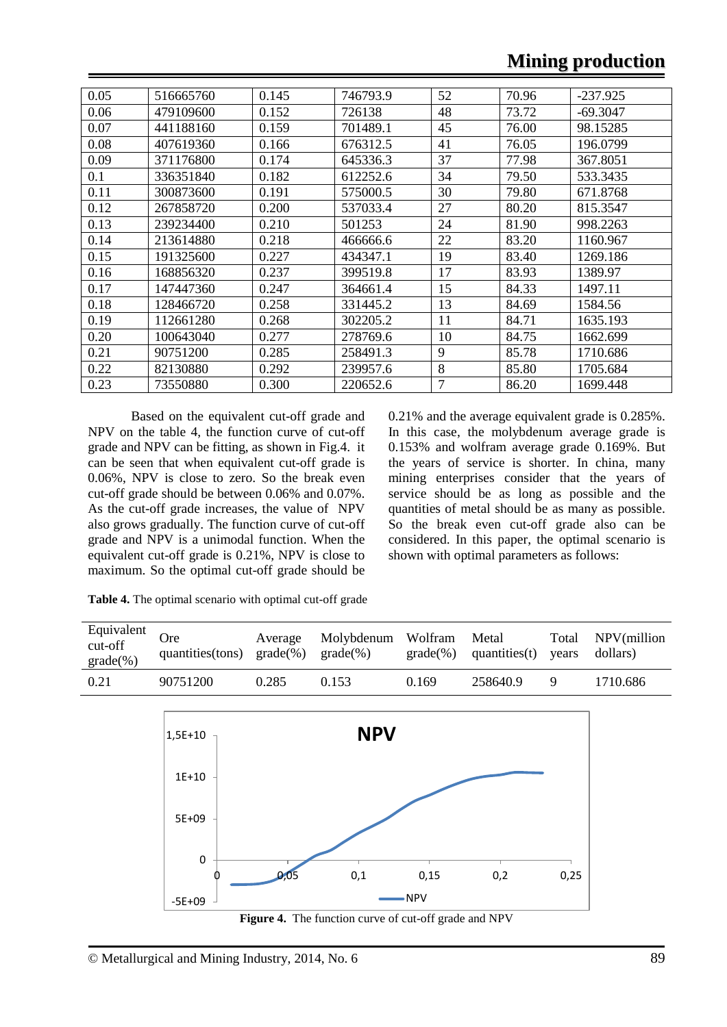| 0.05 | 516665760 | 0.145 | 746793.9 | 52 | 70.96 | -237.925 |
|---|---|---|---|---|---|---|
| 0.06 | 479109600 | 0.152 | 726138 | 48 | 73.72 | -69.3047 |
| 0.07 | 441188160 | 0.159 | 701489.1 | 45 | 76.00 | 98.15285 |
| 0.08 | 407619360 | 0.166 | 676312.5 | 41 | 76.05 | 196.0799 |
| 0.09 | 371176800 | 0.174 | 645336.3 | 37 | 77.98 | 367.8051 |
| 0.1 | 336351840 | 0.182 | 612252.6 | 34 | 79.50 | 533.3435 |
| 0.11 | 300873600 | 0.191 | 575000.5 | 30 | 79.80 | 671.8768 |
| 0.12 | 267858720 | 0.200 | 537033.4 | 27 | 80.20 | 815.3547 |
| 0.13 | 239234400 | 0.210 | 501253 | 24 | 81.90 | 998.2263 |
| 0.14 | 213614880 | 0.218 | 466666.6 | 22 | 83.20 | 1160.967 |
| 0.15 | 191325600 | 0.227 | 434347.1 | 19 | 83.40 | 1269.186 |
| 0.16 | 168856320 | 0.237 | 399519.8 | 17 | 83.93 | 1389.97 |
| 0.17 | 147447360 | 0.247 | 364661.4 | 15 | 84.33 | 1497.11 |
| 0.18 | 128466720 | 0.258 | 331445.2 | 13 | 84.69 | 1584.56 |
| 0.19 | 112661280 | 0.268 | 302205.2 | 11 | 84.71 | 1635.193 |
| 0.20 | 100643040 | 0.277 | 278769.6 | 10 | 84.75 | 1662.699 |
| 0.21 | 90751200 | 0.285 | 258491.3 | 9 | 85.78 | 1710.686 |
| 0.22 | 82130880 | 0.292 | 239957.6 | 8 | 85.80 | 1705.684 |
| 0.23 | 73550880 | 0.300 | 220652.6 | 7 | 86.20 | 1699.448 |

Based on the equivalent cut-off grade and NPV on the table 4, the function curve of cut-off grade and NPV can be fitting, as shown in Fig.4. it can be seen that when equivalent cut-off grade is 0.06%, NPV is close to zero. So the break even cut-off grade should be between 0.06% and 0.07%. As the cut-off grade increases, the value of NPV also grows gradually. The function curve of cut-off grade and NPV is a unimodal function. When the equivalent cut-off grade is 0.21%, NPV is close to maximum. So the optimal cut-off grade should be 0.21% and the average equivalent grade is 0.285%. In this case, the molybdenum average grade is 0.153% and wolfram average grade 0.169%. But the years of service is shorter. In china, many mining enterprises consider that the years of service should be as long as possible and the quantities of metal should be as many as possible. So the break even cut-off grade also can be considered. In this paper, the optimal scenario is shown with optimal parameters as follows:

**Table 4.** The optimal scenario with optimal cut-off grade

| Equivalent cut-off grade(%) | Ore quantities(tons) | Average grade(%) | Molybdenum grade(%) | Wolfram grade(%) | Metal quantities(t) | Total years | NPV(million dollars) |
|---|---|---|---|---|---|---|---|
| 0.21 | 90751200 | 0.285 | 0.153 | 0.169 | 258640.9 | 9 | 1710.686 |

**Figure 4.** The function curve of cut-off grade and NPV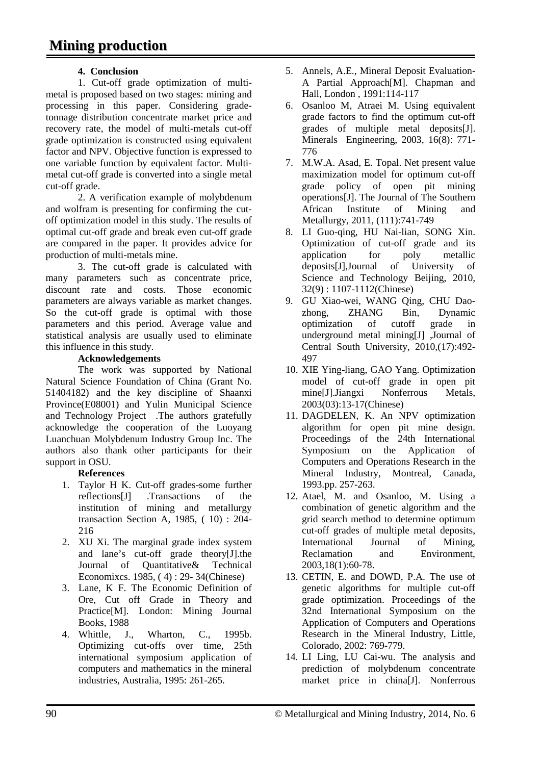## 4. Conclusion

1. Cut-off grade optimization of multi-metal is proposed based on two stages: mining and processing in this paper. Considering grade-tonnage distribution concentrate market price and recovery rate, the model of multi-metals cut-off grade optimization is constructed using equivalent factor and NPV. Objective function is expressed to one variable function by equivalent factor. Multi-metal cut-off grade is converted into a single metal cut-off grade.

2. A verification example of molybdenum and wolfram is presenting for confirming the cut-off optimization model in this study. The results of optimal cut-off grade and break even cut-off grade are compared in the paper. It provides advice for production of multi-metals mine.

3. The cut-off grade is calculated with many parameters such as concentrate price, discount rate and costs. Those economic parameters are always variable as market changes. So the cut-off grade is optimal with those parameters and this period. Average value and statistical analysis are usually used to eliminate this influence in this study.

### Acknowledgements

The work was supported by National Natural Science Foundation of China (Grant No. 51404182) and the key discipline of Shaanxi Province(E08001) and Yulin Municipal Science and Technology Project .The authors gratefully acknowledge the cooperation of the Luoyang Luanchuan Molybdenum Industry Group Inc. The authors also thank other participants for their support in OSU.

### References

1. Taylor H K. Cut-off grades-some further reflections[J] .Transactions of the institution of mining and metallurgy transaction Section A, 1985, ( 10) : 204-216
2. XU Xi. The marginal grade index system and lane's cut-off grade theory[J].the Journal of Quantitative& Technical Economixcs. 1985, ( 4) : 29- 34(Chinese)
3. Lane, K F. The Economic Definition of Ore, Cut off Grade in Theory and Practice[M]. London: Mining Journal Books, 1988
4. Whittle, J., Wharton, C., 1995b. Optimizing cut-offs over time, 25th international symposium application of computers and mathematics in the mineral industries, Australia, 1995: 261-265.
5. Annels, A.E., Mineral Deposit Evaluation-A Partial Approach[M]. Chapman and Hall, London , 1991:114-117
6. Osanloo M, Atraei M. Using equivalent grade factors to find the optimum cut-off grades of multiple metal deposits[J]. Minerals Engineering, 2003, 16(8): 771-776
7. M.W.A. Asad, E. Topal. Net present value maximization model for optimum cut-off grade policy of open pit mining operations[J]. The Journal of The Southern African Institute of Mining and Metallurgy, 2011, (111):741-749
8. LI Guo-qing, HU Nai-lian, SONG Xin. Optimization of cut-off grade and its application for poly metallic deposits[J],Journal of University of Science and Technology Beijing, 2010, 32(9) : 1107-1112(Chinese)
9. GU Xiao-wei, WANG Qing, CHU Dao-zhong, ZHANG Bin, Dynamic optimization of cutoff grade in underground metal mining[J] ,Journal of Central South University, 2010,(17):492-497
10. XIE Ying-liang, GAO Yang. Optimization model of cut-off grade in open pit mine[J].Jiangxi Nonferrous Metals, 2003(03):13-17(Chinese)
11. DAGDELEN, K. An NPV optimization algorithm for open pit mine design. Proceedings of the 24th International Symposium on the Application of Computers and Operations Research in the Mineral Industry, Montreal, Canada, 1993.pp. 257-263.
12. Atael, M. and Osanloo, M. Using a combination of genetic algorithm and the grid search method to determine optimum cut-off grades of multiple metal deposits, International Journal of Mining, Reclamation and Environment, 2003,18(1):60-78.
13. CETIN, E. and DOWD, P.A. The use of genetic algorithms for multiple cut-off grade optimization. Proceedings of the 32nd International Symposium on the Application of Computers and Operations Research in the Mineral Industry, Little, Colorado, 2002: 769-779.
14. LI Ling, LU Cai-wu. The analysis and prediction of molybdenum concentrate market price in china[J]. Nonferrous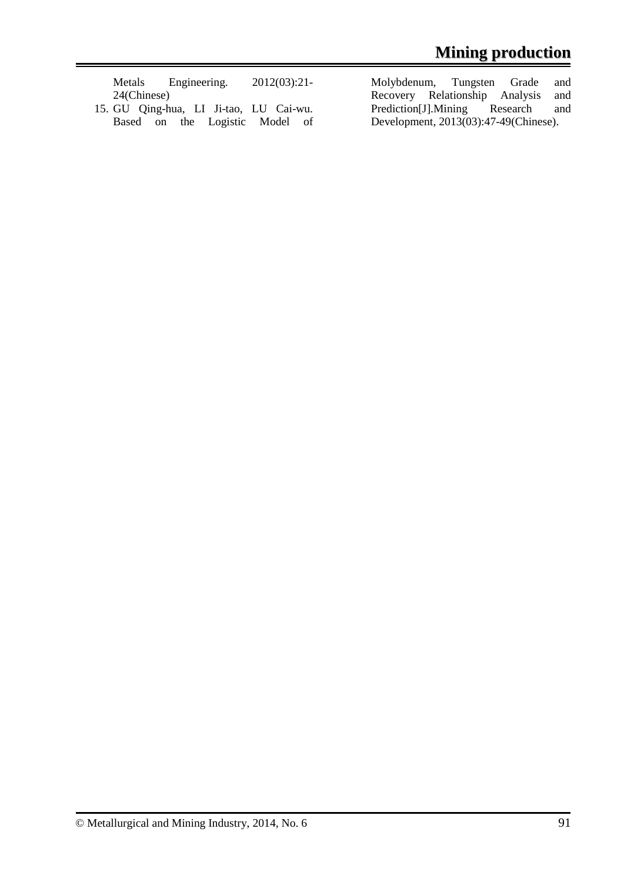Metals Engineering. 2012(03):21-24(Chinese)

15. GU Qing-hua, LI Ji-tao, LU Cai-wu. Based on the Logistic Model of Molybdenum, Tungsten Grade and Recovery Relationship Analysis and Prediction[J].Mining Research and Development, 2013(03):47-49(Chinese).